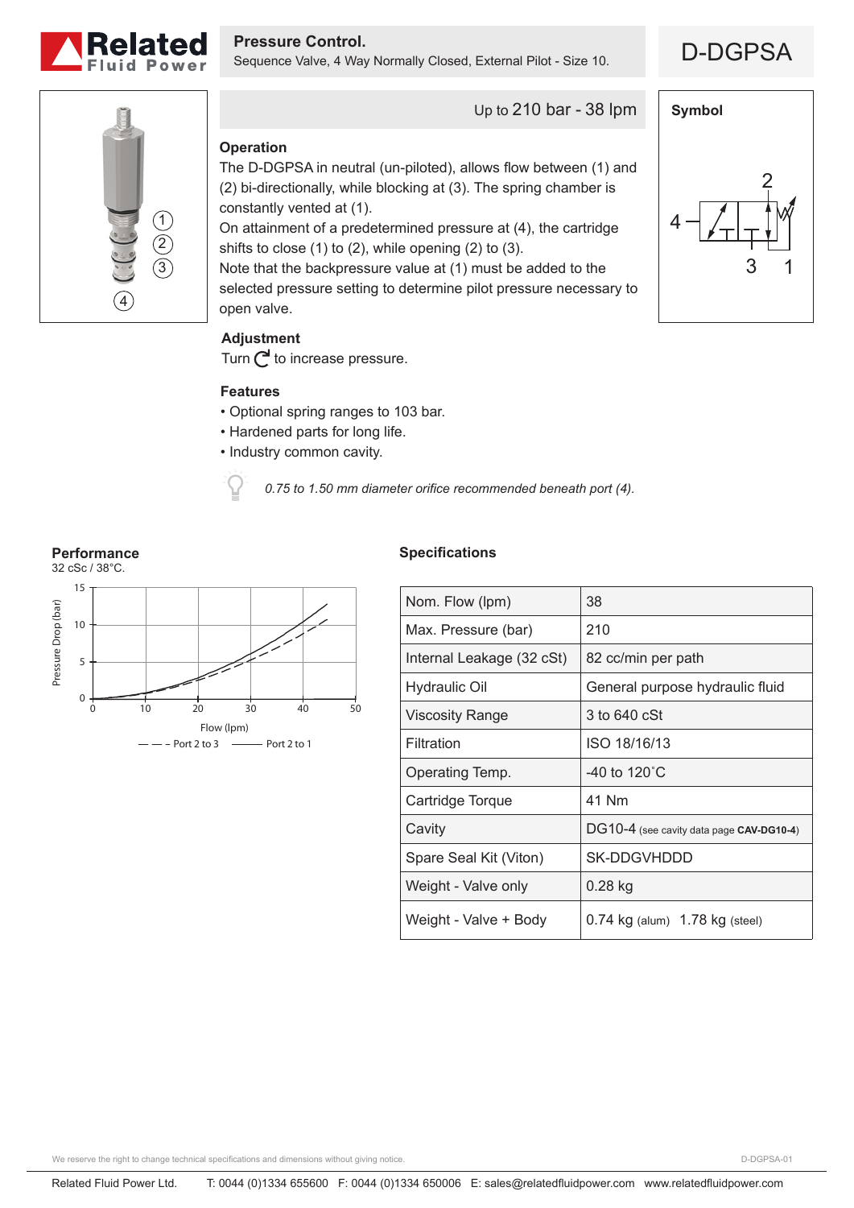Related Fluid Power

## Pressure Control.

Sequence Valve, 4 Way Normally Closed, External Pilot - Size 10.

# D-DGPSA

Up to 210 bar - 38 lpm

1
2
3
4

### Symbol

2
4
3 1

### Operation

The D-DGPSA in neutral (un-piloted), allows flow between (1) and (2) bi-directionally, while blocking at (3). The spring chamber is constantly vented at (1).
On attainment of a predetermined pressure at (4), the cartridge shifts to close (1) to (2), while opening (2) to (3).
Note that the backpressure value at (1) must be added to the selected pressure setting to determine pilot pressure necessary to open valve.

### Adjustment

Turn ↻ to increase pressure.

### Features

- Optional spring ranges to 103 bar.
- Hardened parts for long life.
- Industry common cavity.

*0.75 to 1.50 mm diameter orifice recommended beneath port (4).*

### Performance

32 cSc / 38°C.

Pressure Drop (bar)
15
10
5
0
0 10 20 30 40 50
Flow (lpm)
Port 2 to 3
Port 2 to 1

### Specifications

| | |
|---|---|
| Nom. Flow (lpm) | 38 |
| Max. Pressure (bar) | 210 |
| Internal Leakage (32 cSt) | 82 cc/min per path |
| Hydraulic Oil | General purpose hydraulic fluid |
| Viscosity Range | 3 to 640 cSt |
| Filtration | ISO 18/16/13 |
| Operating Temp. | -40 to 120˚C |
| Cartridge Torque | 41 Nm |
| Cavity | DG10-4 (see cavity data page **CAV-DG10-4**) |
| Spare Seal Kit (Viton) | SK-DDGVHDDD |
| Weight - Valve only | 0.28 kg |
| Weight - Valve + Body | 0.74 kg (alum) 1.78 kg (steel) |

We reserve the right to change technical specifications and dimensions without giving notice.

D-DGPSA-01

Related Fluid Power Ltd. T: 0044 (0)1334 655600 F: 0044 (0)1334 650006 E: sales@relatedfluidpower.com www.relatedfluidpower.com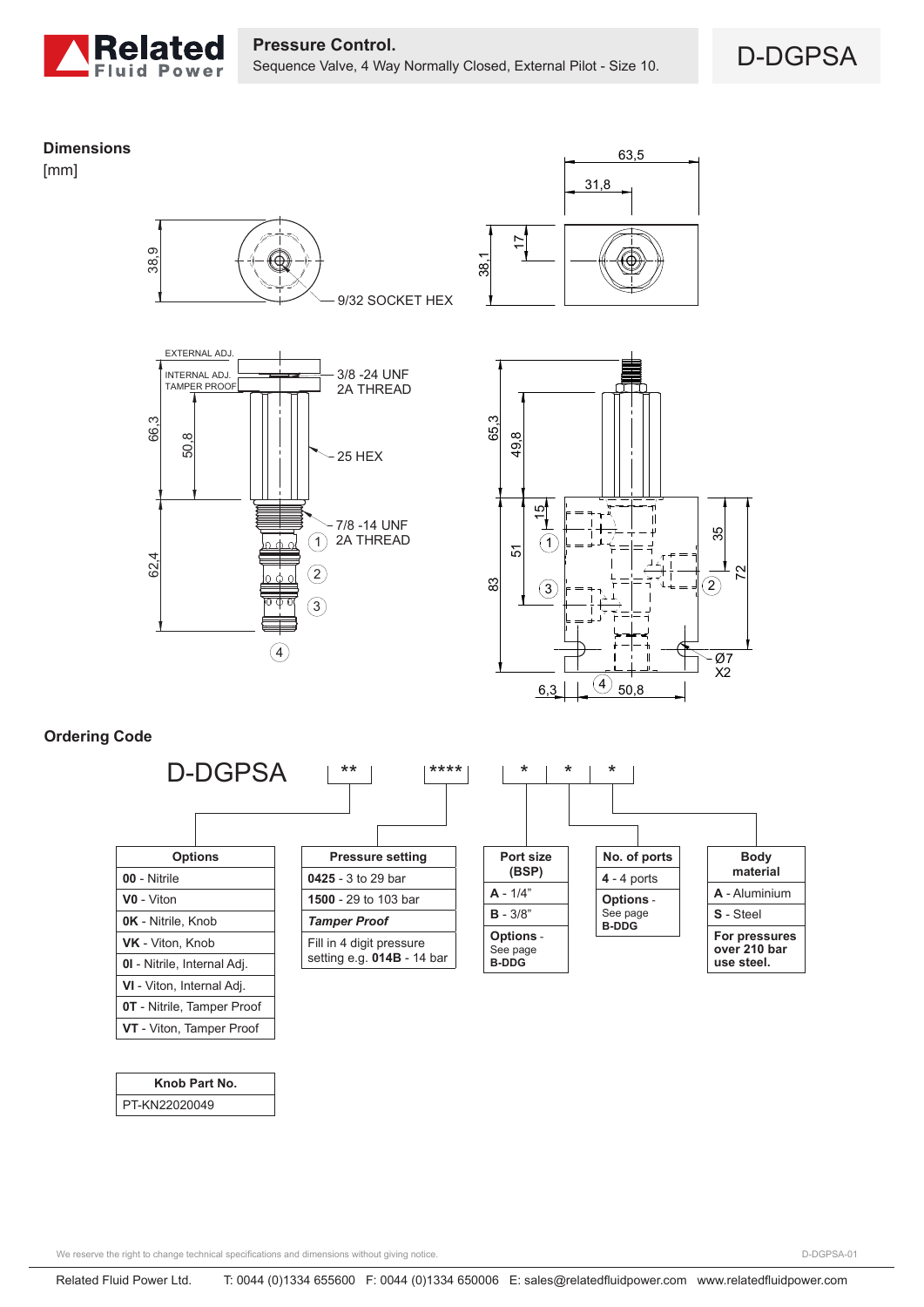**Pressure Control.**
Sequence Valve, 4 Way Normally Closed, External Pilot - Size 10.

D-DGPSA

## Dimensions

[mm]

63,5
31,8
38,9
17
38,1
9/32 SOCKET HEX
EXTERNAL ADJ.
INTERNAL ADJ.
TAMPER PROOF
3/8 -24 UNF
2A THREAD
66,3
50,8
25 HEX
65,3
49,8
7/8 -14 UNF
2A THREAD
15
35
51
72
62,4
83
1
2
3
4
Ø7
X2
6,3
50,8

## Ordering Code

D-DGPSA ** **** * * *

| Options |
|---|
| **00** - Nitrile |
| **V0** - Viton |
| **0K** - Nitrile, Knob |
| **VK** - Viton, Knob |
| **0I** - Nitrile, Internal Adj. |
| **VI** - Viton, Internal Adj. |
| **0T** - Nitrile, Tamper Proof |
| **VT** - Viton, Tamper Proof |

| Pressure setting |
|---|
| **0425** - 3 to 29 bar |
| **1500** - 29 to 103 bar |
| ***Tamper Proof*** |
| Fill in 4 digit pressure setting e.g. **014B** - 14 bar |

| Port size (BSP) |
|---|
| **A** - 1/4" |
| **B** - 3/8" |
| **Options** - See page **B-DDG** |

| No. of ports |
|---|
| **4** - 4 ports |
| **Options** - See page **B-DDG** |

| Body material |
|---|
| **A** - Aluminium |
| **S** - Steel |
| **For pressures over 210 bar use steel.** |

| Knob Part No. |
|---|
| PT-KN22020049 |

We reserve the right to change technical specifications and dimensions without giving notice.

D-DGPSA-01

Related Fluid Power Ltd. T: 0044 (0)1334 655600 F: 0044 (0)1334 650006 E: sales@relatedfluidpower.com www.relatedfluidpower.com